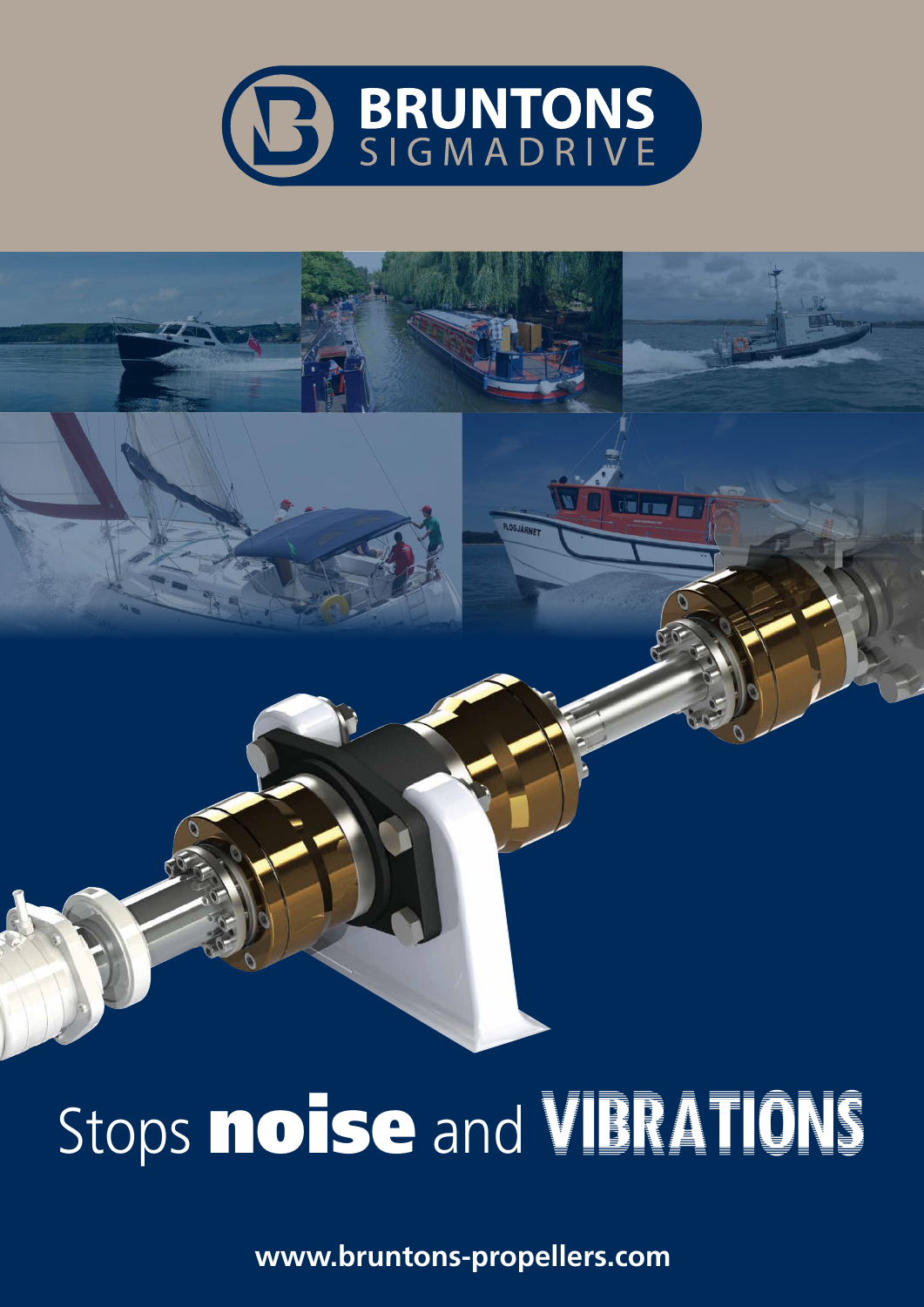# BRUNTONS SIGMADRIVE

# Stops **noise** and VIBRATIONS

**www.bruntons-propellers.com**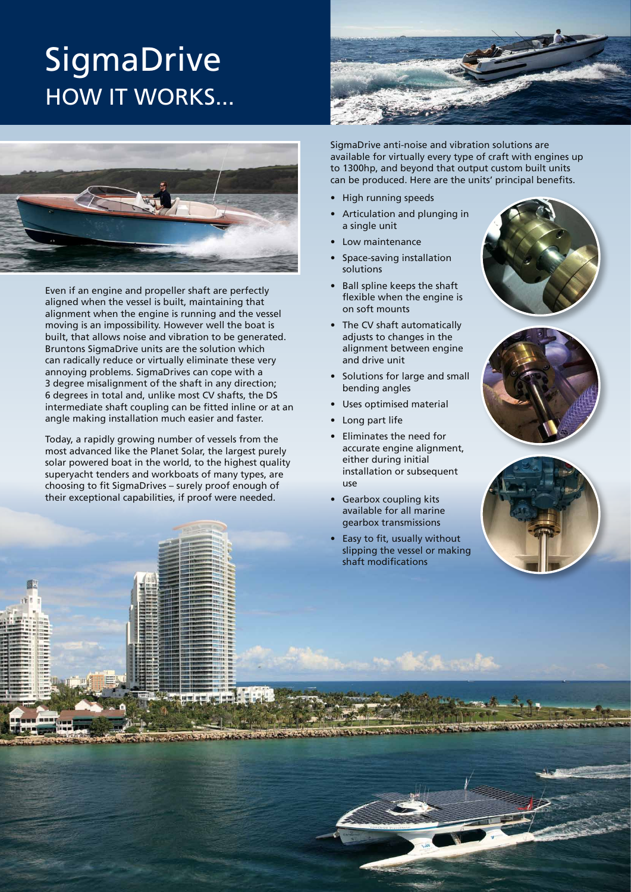# SigmaDrive
## HOW IT WORKS...

Even if an engine and propeller shaft are perfectly aligned when the vessel is built, maintaining that alignment when the engine is running and the vessel moving is an impossibility. However well the boat is built, that allows noise and vibration to be generated. Bruntons SigmaDrive units are the solution which can radically reduce or virtually eliminate these very annoying problems. SigmaDrives can cope with a 3 degree misalignment of the shaft in any direction; 6 degrees in total and, unlike most CV shafts, the DS intermediate shaft coupling can be fitted inline or at an angle making installation much easier and faster.

Today, a rapidly growing number of vessels from the most advanced like the Planet Solar, the largest purely solar powered boat in the world, to the highest quality superyacht tenders and workboats of many types, are choosing to fit SigmaDrives – surely proof enough of their exceptional capabilities, if proof were needed.

SigmaDrive anti-noise and vibration solutions are available for virtually every type of craft with engines up to 1300hp, and beyond that output custom built units can be produced. Here are the units' principal benefits.

- High running speeds
- Articulation and plunging in a single unit
- Low maintenance
- Space-saving installation solutions
- Ball spline keeps the shaft flexible when the engine is on soft mounts
- The CV shaft automatically adjusts to changes in the alignment between engine and drive unit
- Solutions for large and small bending angles
- Uses optimised material
- Long part life
- Eliminates the need for accurate engine alignment, either during initial installation or subsequent use
- Gearbox coupling kits available for all marine gearbox transmissions
- Easy to fit, usually without slipping the vessel or making shaft modifications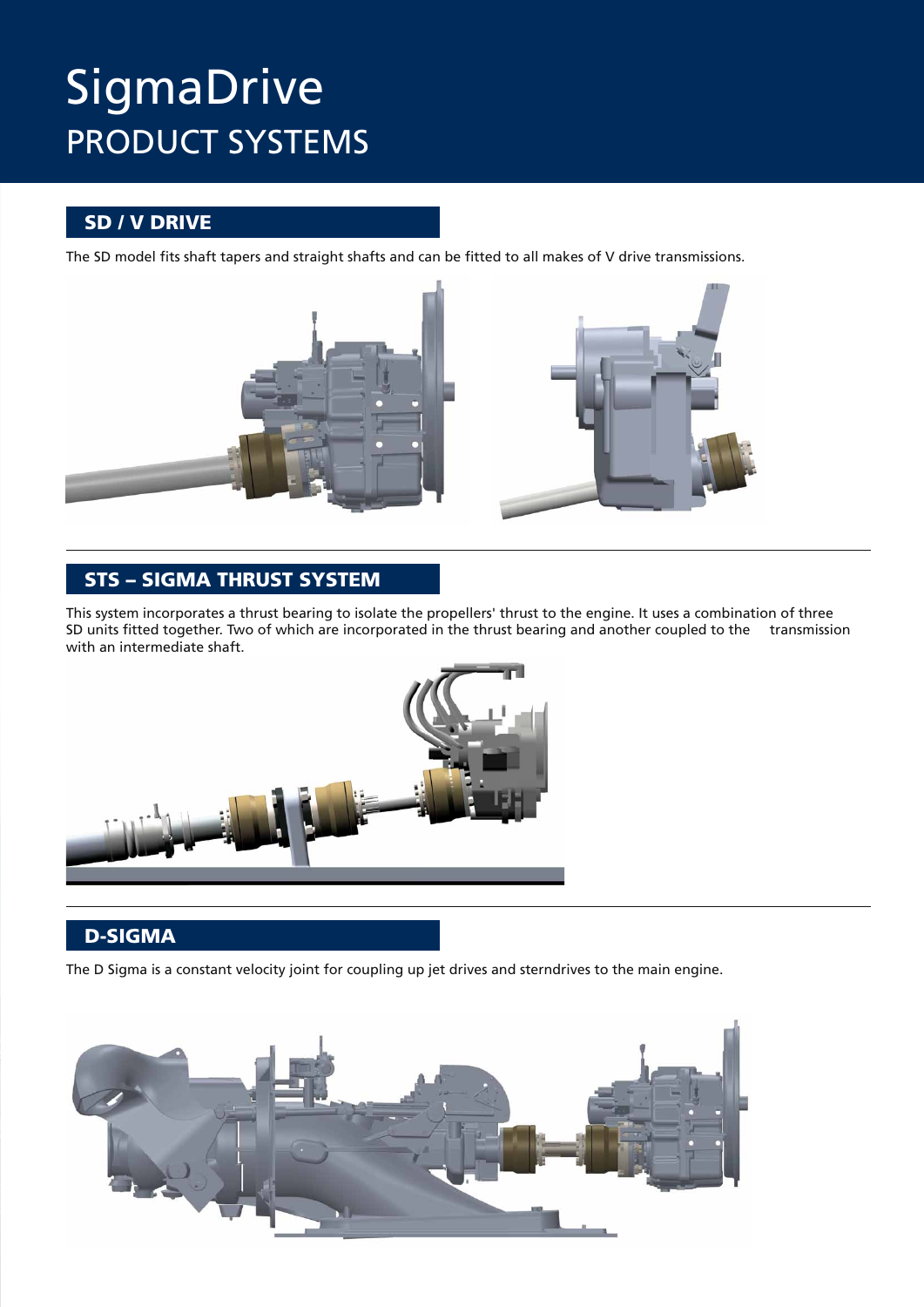# SigmaDrive

## PRODUCT SYSTEMS

### SD / V DRIVE

The SD model fits shaft tapers and straight shafts and can be fitted to all makes of V drive transmissions.

### STS – SIGMA THRUST SYSTEM

This system incorporates a thrust bearing to isolate the propellers' thrust to the engine. It uses a combination of three SD units fitted together. Two of which are incorporated in the thrust bearing and another coupled to the transmission with an intermediate shaft.

### D-SIGMA

The D Sigma is a constant velocity joint for coupling up jet drives and sterndrives to the main engine.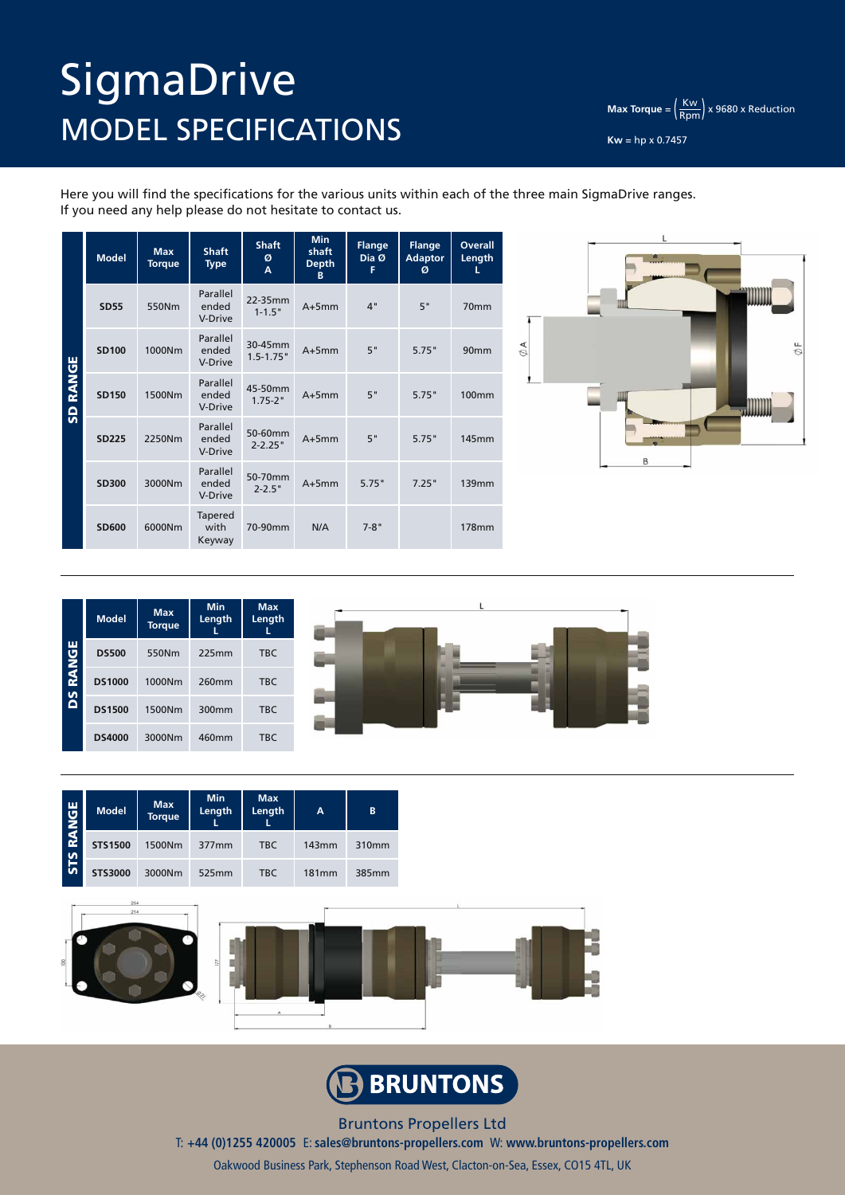# SigmaDrive

## MODEL SPECIFICATIONS

**Max Torque** = $\left(\frac{Kw}{Rpm}\right)$ x 9680 x Reduction

**Kw** = hp x 0.7457

Here you will find the specifications for the various units within each of the three main SigmaDrive ranges. If you need any help please do not hesitate to contact us.

**SD RANGE**

| Model | Max Torque | Shaft Type | Shaft Ø A | Min shaft Depth B | Flange Dia Ø F | Flange Adaptor Ø | Overall Length L |
|---|---|---|---|---|---|---|---|
| **SD55** | 550Nm | Parallel ended V-Drive | 22-35mm 1-1.5" | A+5mm | 4" | 5" | 70mm |
| **SD100** | 1000Nm | Parallel ended V-Drive | 30-45mm 1.5-1.75" | A+5mm | 5" | 5.75" | 90mm |
| **SD150** | 1500Nm | Parallel ended V-Drive | 45-50mm 1.75-2" | A+5mm | 5" | 5.75" | 100mm |
| **SD225** | 2250Nm | Parallel ended V-Drive | 50-60mm 2-2.25" | A+5mm | 5" | 5.75" | 145mm |
| **SD300** | 3000Nm | Parallel ended V-Drive | 50-70mm 2-2.5" | A+5mm | 5.75" | 7.25" | 139mm |
| **SD600** | 6000Nm | Tapered with Keyway | 70-90mm | N/A | 7-8" | | 178mm |

L

Ø A

Ø F

B

**DS RANGE**

| Model | Max Torque | Min Length L | Max Length L |
|---|---|---|---|
| **DS500** | 550Nm | 225mm | TBC |
| **DS1000** | 1000Nm | 260mm | TBC |
| **DS1500** | 1500Nm | 300mm | TBC |
| **DS4000** | 3000Nm | 460mm | TBC |

L

**STS RANGE**

| Model | Max Torque | Min Length L | Max Length L | A | B |
|---|---|---|---|---|---|
| **STS1500** | 1500Nm | 377mm | TBC | 143mm | 310mm |
| **STS3000** | 3000Nm | 525mm | TBC | 181mm | 385mm |

**BRUNTONS**

Bruntons Propellers Ltd

T: **+44 (0)1255 420005** E: **sales@bruntons-propellers.com** W: **www.bruntons-propellers.com**

Oakwood Business Park, Stephenson Road West, Clacton-on-Sea, Essex, CO15 4TL, UK